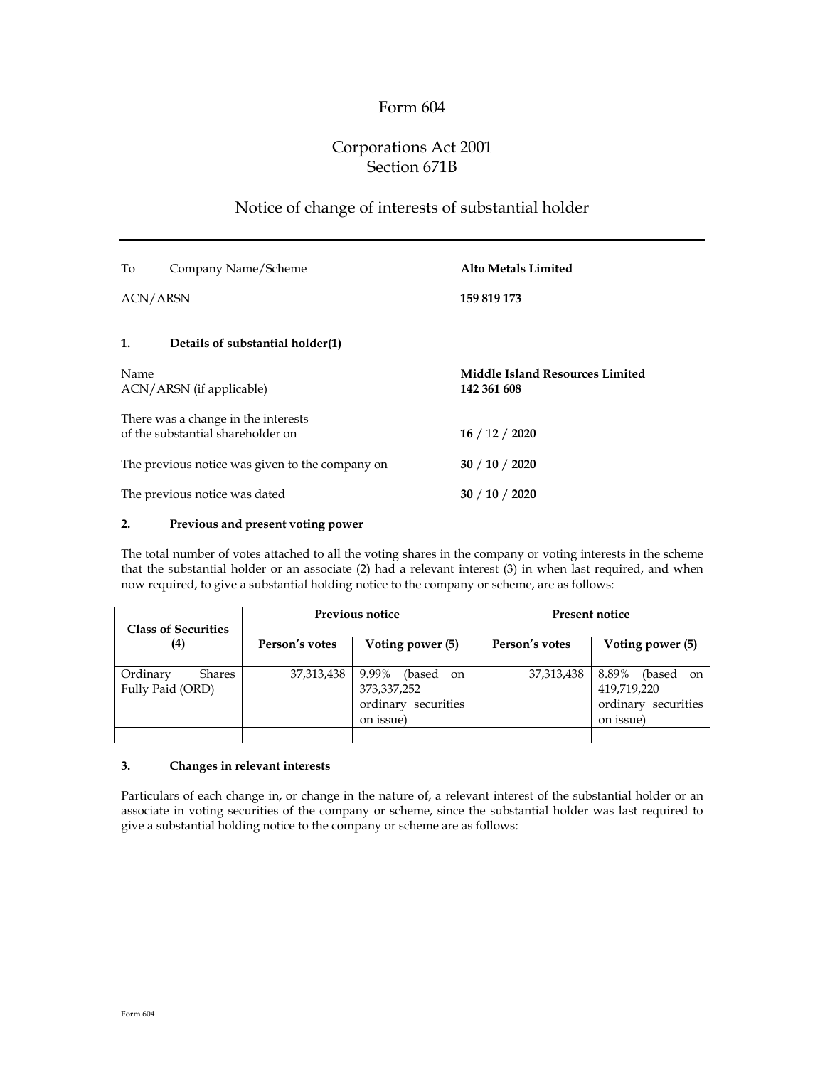# Form 604

## Corporations Act 2001
## Section 671B

## Notice of change of interests of substantial holder

| | |
|---|---|
| To Company Name/Scheme | **Alto Metals Limited** |
| ACN/ARSN | **159 819 173** |

### 1. Details of substantial holder(1)

| | |
|---|---|
| Name<br>ACN/ARSN (if applicable) | **Middle Island Resources Limited**<br>**142 361 608** |
| There was a change in the interests of the substantial shareholder on | **16 / 12 / 2020** |
| The previous notice was given to the company on | **30 / 10 / 2020** |
| The previous notice was dated | **30 / 10 / 2020** |

### 2. Previous and present voting power

The total number of votes attached to all the voting shares in the company or voting interests in the scheme that the substantial holder or an associate (2) had a relevant interest (3) in when last required, and when now required, to give a substantial holding notice to the company or scheme, are as follows:

| Class of Securities (4) | Previous notice | | Present notice | |
|---|---|---|---|---|
| | Person's votes | Voting power (5) | Person's votes | Voting power (5) |
| Ordinary Shares Fully Paid (ORD) | 37,313,438 | 9.99% (based on 373,337,252 ordinary securities on issue) | 37,313,438 | 8.89% (based on 419,719,220 ordinary securities on issue) |
| | | | | |

### 3. Changes in relevant interests

Particulars of each change in, or change in the nature of, a relevant interest of the substantial holder or an associate in voting securities of the company or scheme, since the substantial holder was last required to give a substantial holding notice to the company or scheme are as follows: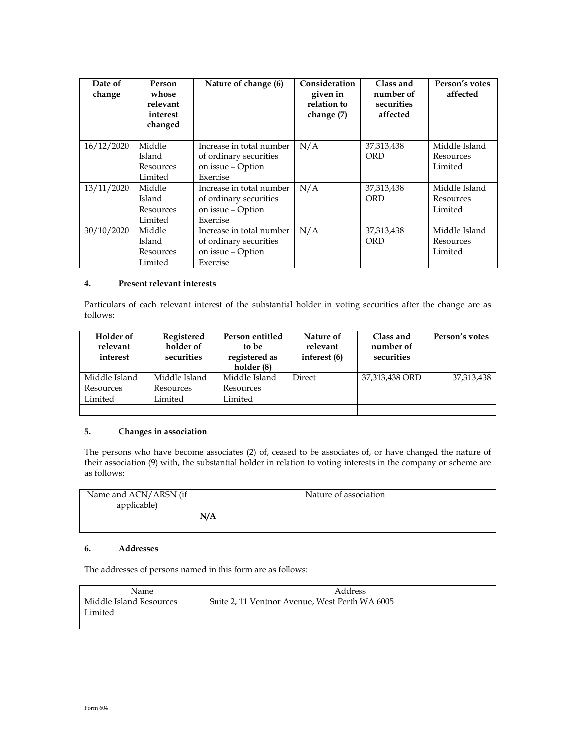| Date of change | Person whose relevant interest changed | Nature of change (6) | Consideration given in relation to change (7) | Class and number of securities affected | Person's votes affected |
|---|---|---|---|---|---|
| 16/12/2020 | Middle Island Resources Limited | Increase in total number of ordinary securities on issue – Option Exercise | N/A | 37,313,438 ORD | Middle Island Resources Limited |
| 13/11/2020 | Middle Island Resources Limited | Increase in total number of ordinary securities on issue – Option Exercise | N/A | 37,313,438 ORD | Middle Island Resources Limited |
| 30/10/2020 | Middle Island Resources Limited | Increase in total number of ordinary securities on issue – Option Exercise | N/A | 37,313,438 ORD | Middle Island Resources Limited |

**4. Present relevant interests**

Particulars of each relevant interest of the substantial holder in voting securities after the change are as follows:

| Holder of relevant interest | Registered holder of securities | Person entitled to be registered as holder (8) | Nature of relevant interest (6) | Class and number of securities | Person's votes |
|---|---|---|---|---|---|
| Middle Island Resources Limited | Middle Island Resources Limited | Middle Island Resources Limited | Direct | 37,313,438 ORD | 37,313,438 |
| | | | | | |

**5. Changes in association**

The persons who have become associates (2) of, ceased to be associates of, or have changed the nature of their association (9) with, the substantial holder in relation to voting interests in the company or scheme are as follows:

| Name and ACN/ARSN (if applicable) | Nature of association |
|---|---|
| | **N/A** |
| | |

**6. Addresses**

The addresses of persons named in this form are as follows:

| Name | Address |
|---|---|
| Middle Island Resources Limited | Suite 2, 11 Ventnor Avenue, West Perth WA 6005 |
| | |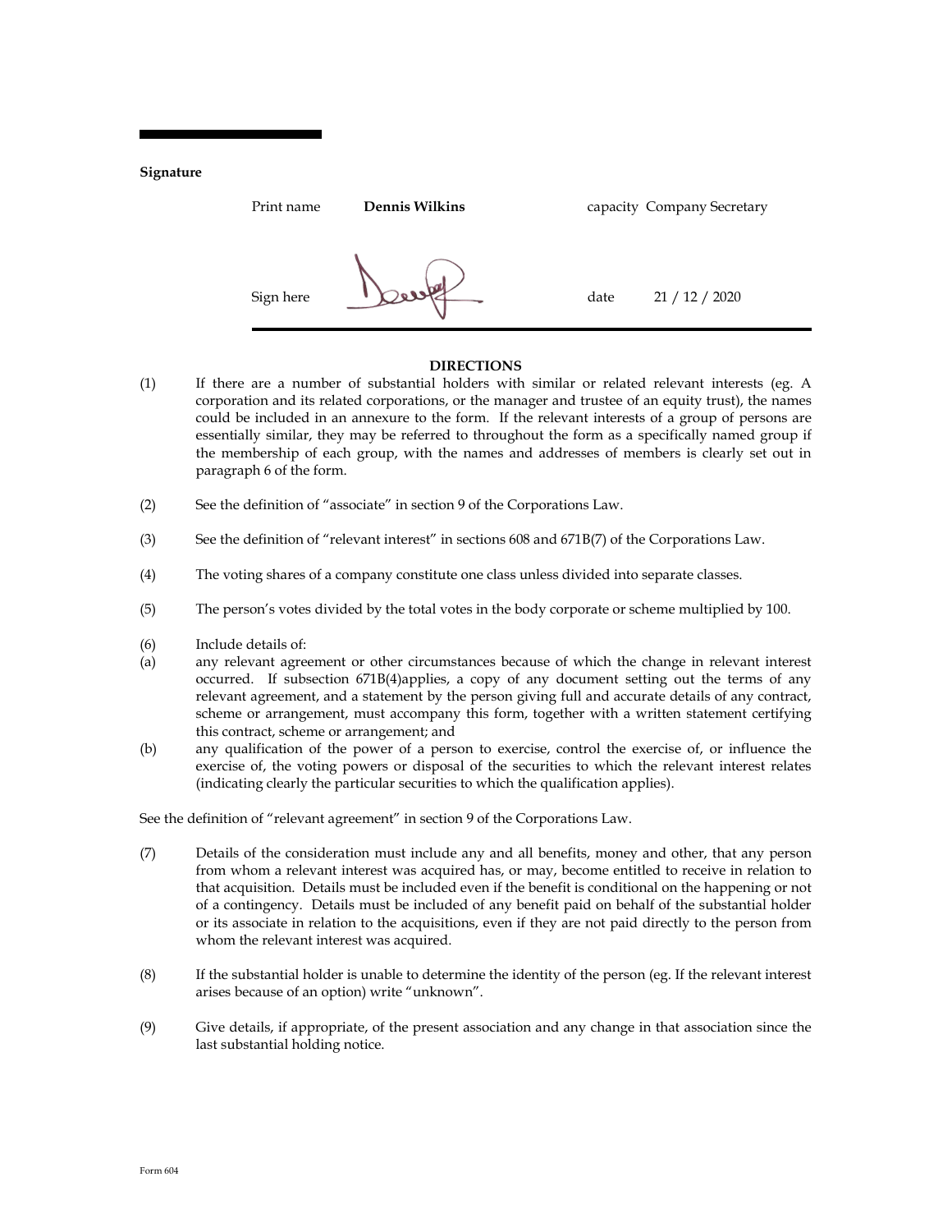**Signature**

| | | | |
|---|---|---|---|
| Print name | **Dennis Wilkins** | capacity | Company Secretary |
| Sign here | | date | 21 / 12 / 2020 |

**DIRECTIONS**

(1) If there are a number of substantial holders with similar or related relevant interests (eg. A corporation and its related corporations, or the manager and trustee of an equity trust), the names could be included in an annexure to the form. If the relevant interests of a group of persons are essentially similar, they may be referred to throughout the form as a specifically named group if the membership of each group, with the names and addresses of members is clearly set out in paragraph 6 of the form.

(2) See the definition of "associate" in section 9 of the Corporations Law.

(3) See the definition of "relevant interest" in sections 608 and 671B(7) of the Corporations Law.

(4) The voting shares of a company constitute one class unless divided into separate classes.

(5) The person's votes divided by the total votes in the body corporate or scheme multiplied by 100.

(6) Include details of:

(a) any relevant agreement or other circumstances because of which the change in relevant interest occurred. If subsection 671B(4)applies, a copy of any document setting out the terms of any relevant agreement, and a statement by the person giving full and accurate details of any contract, scheme or arrangement, must accompany this form, together with a written statement certifying this contract, scheme or arrangement; and

(b) any qualification of the power of a person to exercise, control the exercise of, or influence the exercise of, the voting powers or disposal of the securities to which the relevant interest relates (indicating clearly the particular securities to which the qualification applies).

See the definition of "relevant agreement" in section 9 of the Corporations Law.

(7) Details of the consideration must include any and all benefits, money and other, that any person from whom a relevant interest was acquired has, or may, become entitled to receive in relation to that acquisition. Details must be included even if the benefit is conditional on the happening or not of a contingency. Details must be included of any benefit paid on behalf of the substantial holder or its associate in relation to the acquisitions, even if they are not paid directly to the person from whom the relevant interest was acquired.

(8) If the substantial holder is unable to determine the identity of the person (eg. If the relevant interest arises because of an option) write "unknown".

(9) Give details, if appropriate, of the present association and any change in that association since the last substantial holding notice.